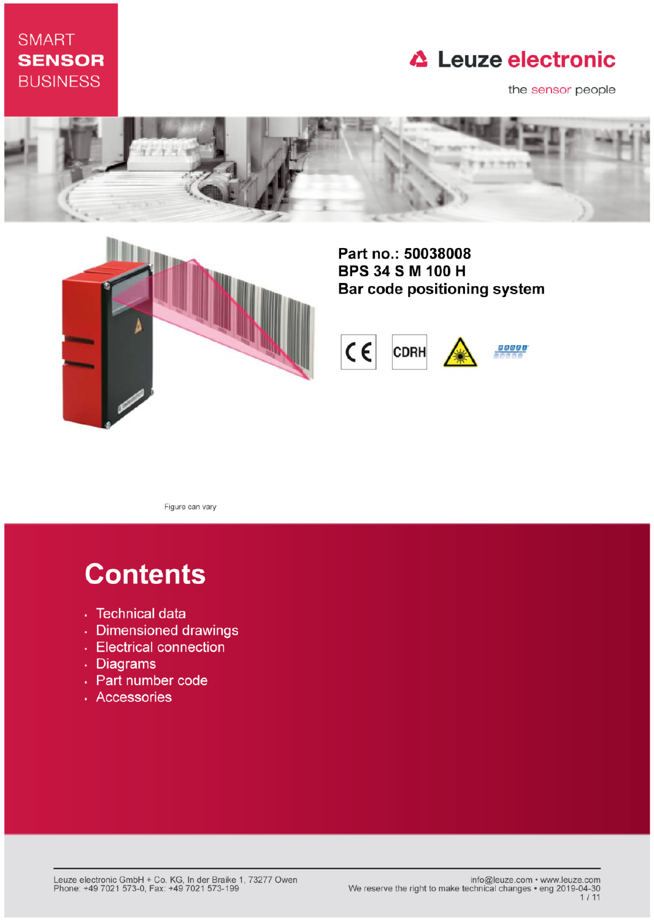SMART **SENSOR** BUSINESS

Leuze electronic

the sensor people

**Part no.: 50038008**
**BPS 34 S M 100 H**
**Bar code positioning system**

Figure can vary

# Contents

- Technical data
- Dimensioned drawings
- Electrical connection
- Diagrams
- Part number code
- Accessories

Leuze electronic GmbH + Co. KG, In der Braike 1, 73277 Owen
Phone: +49 7021 573-0, Fax: +49 7021 573-199

info@leuze.com • www.leuze.com
We reserve the right to make technical changes • eng 2019-04-30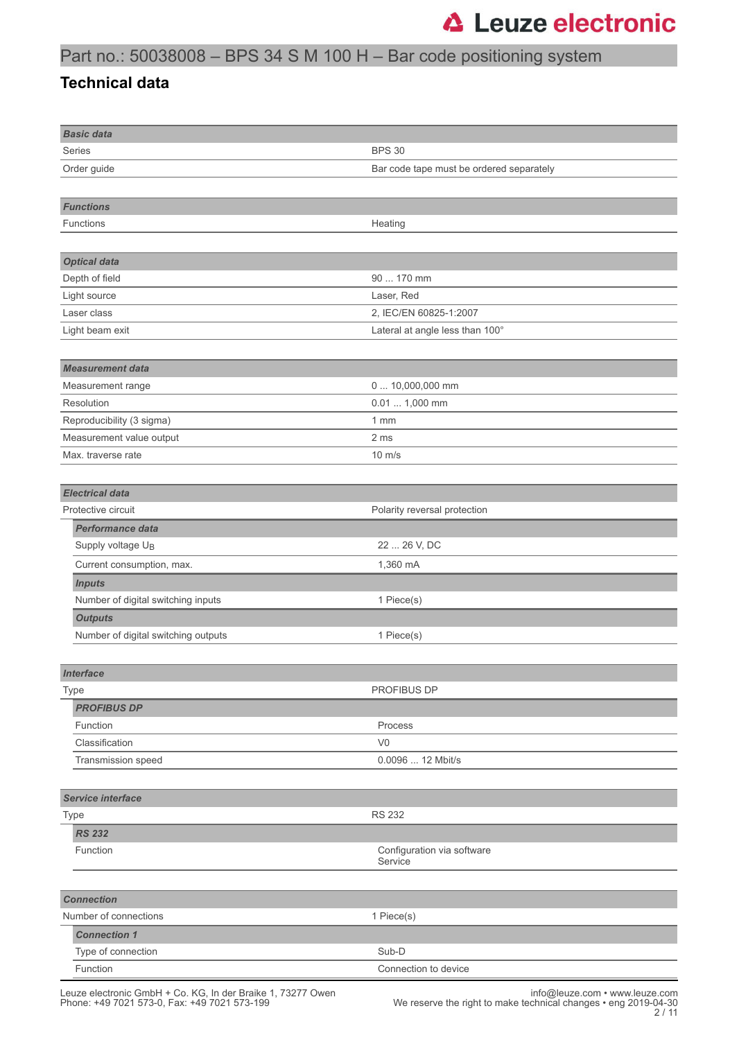# Part no.: 50038008 – BPS 34 S M 100 H – Bar code positioning system

## Technical data

| ***Basic data*** | |
|---|---|
| Series | BPS 30 |
| Order guide | Bar code tape must be ordered separately |

| ***Functions*** | |
|---|---|
| Functions | Heating |

| ***Optical data*** | |
|---|---|
| Depth of field | 90 ... 170 mm |
| Light source | Laser, Red |
| Laser class | 2, IEC/EN 60825-1:2007 |
| Light beam exit | Lateral at angle less than 100° |

| ***Measurement data*** | |
|---|---|
| Measurement range | 0 ... 10,000,000 mm |
| Resolution | 0.01 ... 1,000 mm |
| Reproducibility (3 sigma) | 1 mm |
| Measurement value output | 2 ms |
| Max. traverse rate | 10 m/s |

| ***Electrical data*** | |
|---|---|
| Protective circuit | Polarity reversal protection |
| ***Performance data*** | |
| Supply voltage $U_B$ | 22 ... 26 V, DC |
| Current consumption, max. | 1,360 mA |
| ***Inputs*** | |
| Number of digital switching inputs | 1 Piece(s) |
| ***Outputs*** | |
| Number of digital switching outputs | 1 Piece(s) |

| ***Interface*** | |
|---|---|
| Type | PROFIBUS DP |
| ***PROFIBUS DP*** | |
| Function | Process |
| Classification | V0 |
| Transmission speed | 0.0096 ... 12 Mbit/s |

| ***Service interface*** | |
|---|---|
| Type | RS 232 |
| ***RS 232*** | |
| Function | Configuration via software<br>Service |

| ***Connection*** | |
|---|---|
| Number of connections | 1 Piece(s) |
| ***Connection 1*** | |
| Type of connection | Sub-D |
| Function | Connection to device |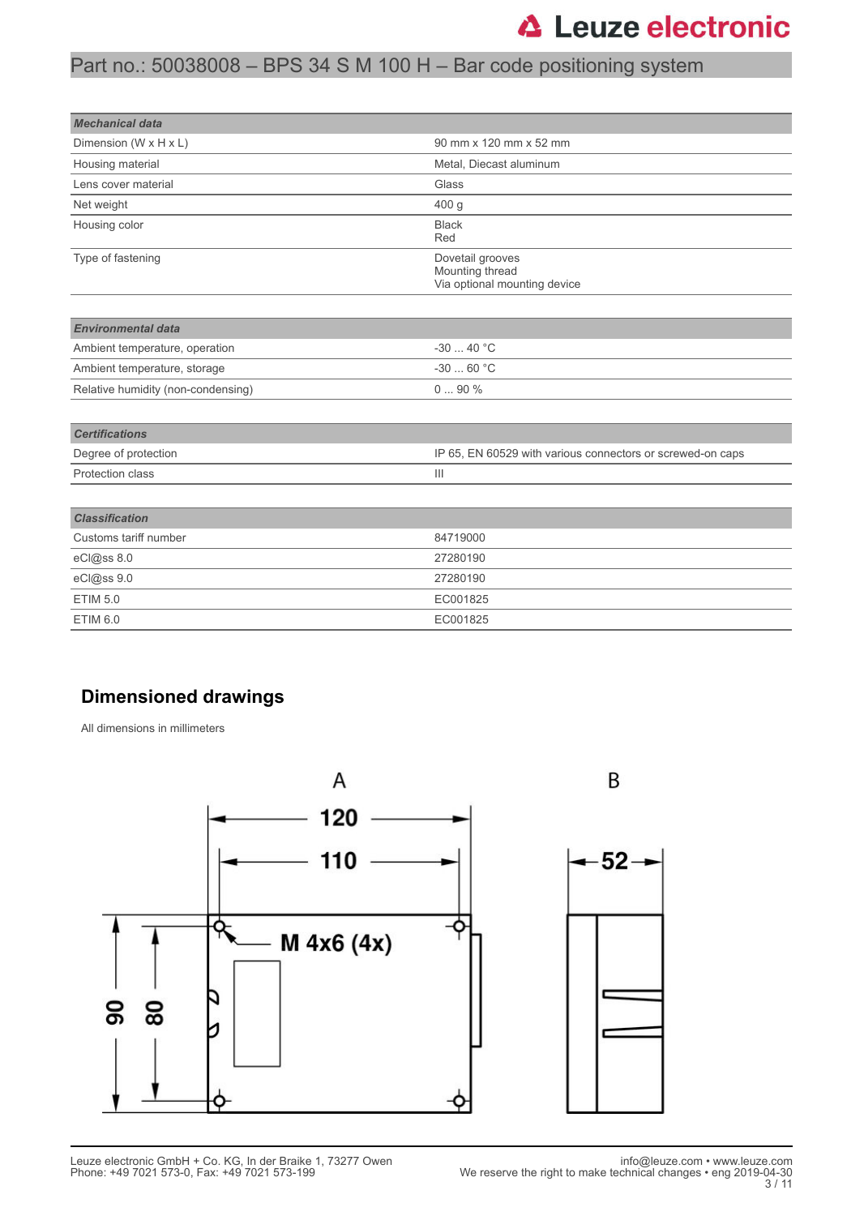| Mechanical data | |
|---|---|
| Dimension (W x H x L) | 90 mm x 120 mm x 52 mm |
| Housing material | Metal, Diecast aluminum |
| Lens cover material | Glass |
| Net weight | 400 g |
| Housing color | Black<br>Red |
| Type of fastening | Dovetail grooves<br>Mounting thread<br>Via optional mounting device |

| Environmental data | |
|---|---|
| Ambient temperature, operation | -30 ... 40 °C |
| Ambient temperature, storage | -30 ... 60 °C |
| Relative humidity (non-condensing) | 0 ... 90 % |

| Certifications | |
|---|---|
| Degree of protection | IP 65, EN 60529 with various connectors or screwed-on caps |
| Protection class | III |

| Classification | |
|---|---|
| Customs tariff number | 84719000 |
| eCl@ss 8.0 | 27280190 |
| eCl@ss 9.0 | 27280190 |
| ETIM 5.0 | EC001825 |
| ETIM 6.0 | EC001825 |

## Dimensioned drawings

All dimensions in millimeters

A

120

110

M 4x6 (4x)

90

80

B

52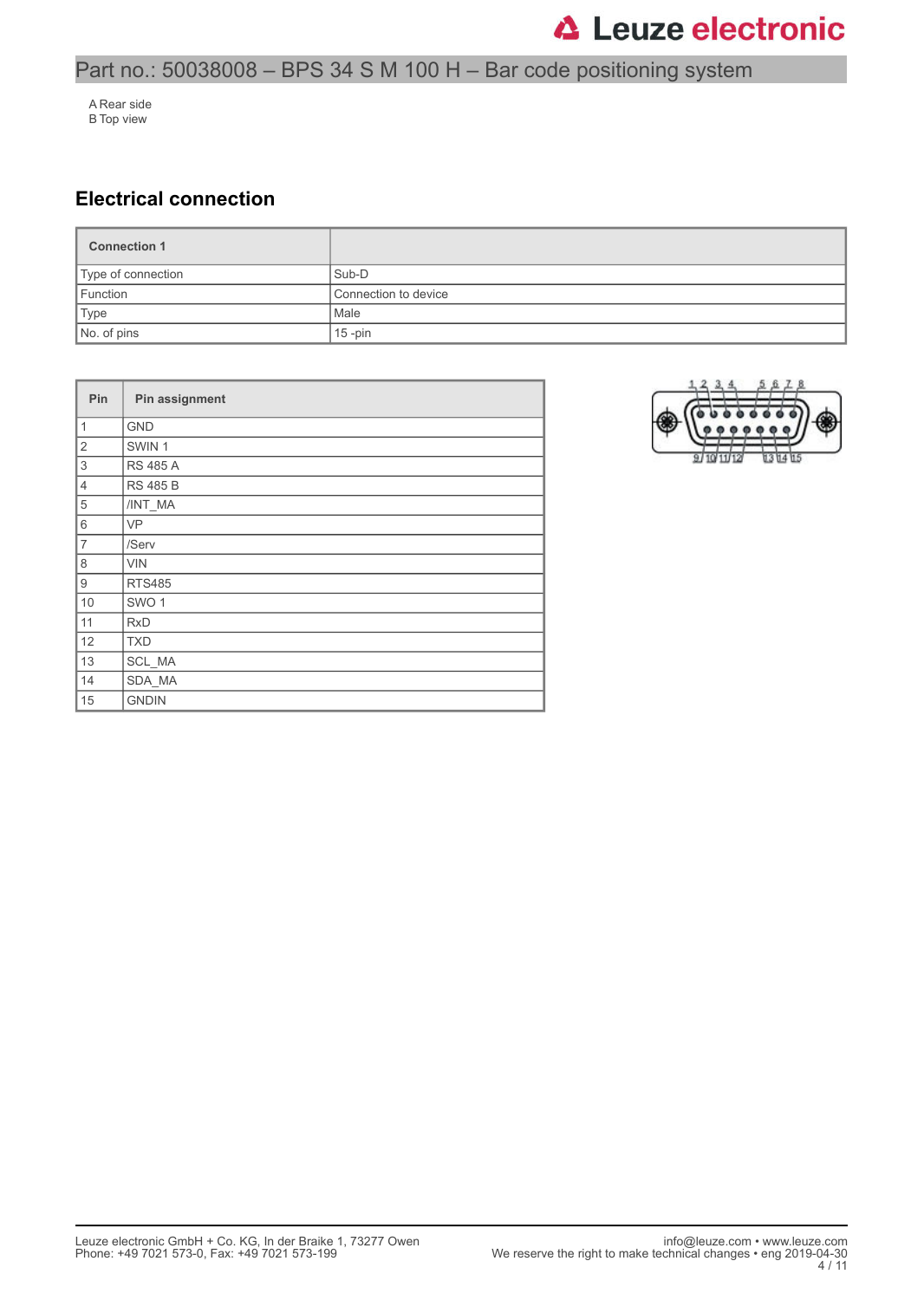A Rear side
B Top view

## Electrical connection

| Connection 1 | |
|---|---|
| Type of connection | Sub-D |
| Function | Connection to device |
| Type | Male |
| No. of pins | 15 -pin |

| Pin | Pin assignment |
|---|---|
| 1 | GND |
| 2 | SWIN 1 |
| 3 | RS 485 A |
| 4 | RS 485 B |
| 5 | /INT_MA |
| 6 | VP |
| 7 | /Serv |
| 8 | VIN |
| 9 | RTS485 |
| 10 | SWO 1 |
| 11 | RxD |
| 12 | TXD |
| 13 | SCL_MA |
| 14 | SDA_MA |
| 15 | GNDIN |

Leuze electronic GmbH + Co. KG, In der Braike 1, 73277 Owen
Phone: +49 7021 573-0, Fax: +49 7021 573-199

info@leuze.com • www.leuze.com
We reserve the right to make technical changes • eng 2019-04-30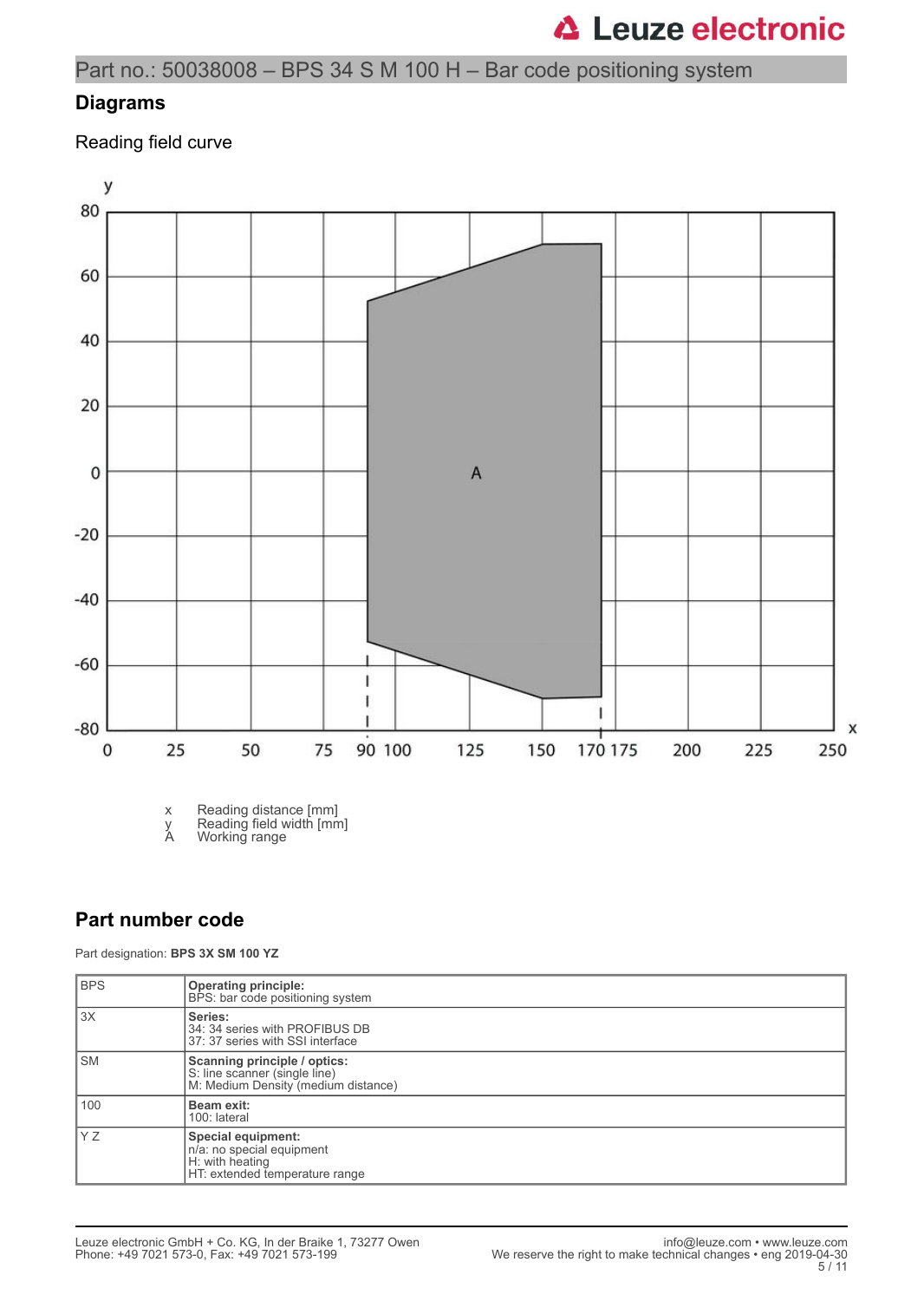## Diagrams

Reading field curve

x Reading distance [mm]
y Reading field width [mm]
A Working range

## Part number code

Part designation: **BPS 3X SM 100 YZ**

| | |
|---|---|
| BPS | **Operating principle:**<br>BPS: bar code positioning system |
| 3X | **Series:**<br>34: 34 series with PROFIBUS DB<br>37: 37 series with SSI interface |
| SM | **Scanning principle / optics:**<br>S: line scanner (single line)<br>M: Medium Density (medium distance) |
| 100 | **Beam exit:**<br>100: lateral |
| Y Z | **Special equipment:**<br>n/a: no special equipment<br>H: with heating<br>HT: extended temperature range |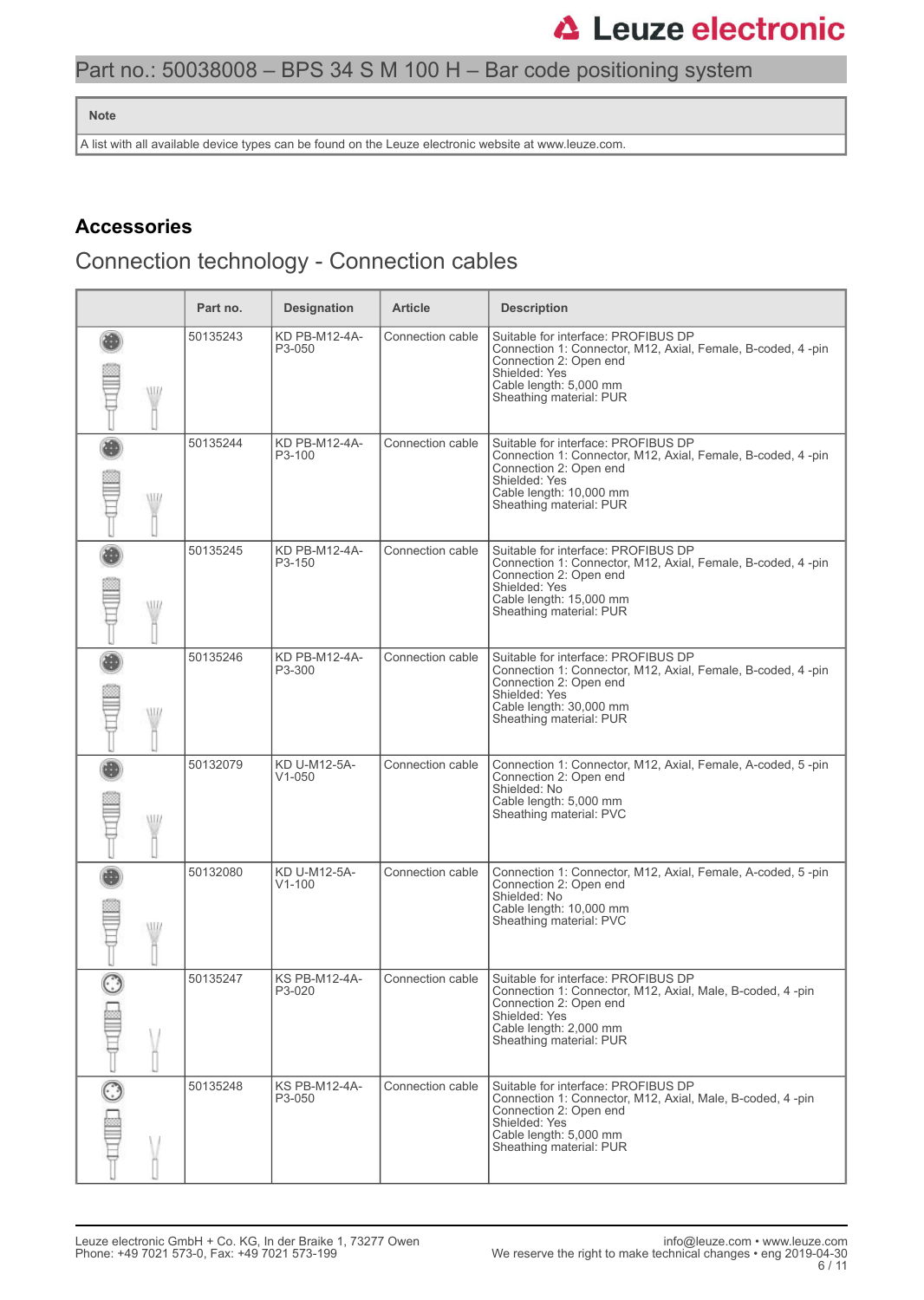| Note |
| --- |
| A list with all available device types can be found on the Leuze electronic website at www.leuze.com. |

## Accessories

### Connection technology - Connection cables

| | Part no. | Designation | Article | Description |
| --- | --- | --- | --- | --- |
| | 50135243 | KD PB-M12-4A-P3-050 | Connection cable | Suitable for interface: PROFIBUS DP<br>Connection 1: Connector, M12, Axial, Female, B-coded, 4 -pin<br>Connection 2: Open end<br>Shielded: Yes<br>Cable length: 5,000 mm<br>Sheathing material: PUR |
| | 50135244 | KD PB-M12-4A-P3-100 | Connection cable | Suitable for interface: PROFIBUS DP<br>Connection 1: Connector, M12, Axial, Female, B-coded, 4 -pin<br>Connection 2: Open end<br>Shielded: Yes<br>Cable length: 10,000 mm<br>Sheathing material: PUR |
| | 50135245 | KD PB-M12-4A-P3-150 | Connection cable | Suitable for interface: PROFIBUS DP<br>Connection 1: Connector, M12, Axial, Female, B-coded, 4 -pin<br>Connection 2: Open end<br>Shielded: Yes<br>Cable length: 15,000 mm<br>Sheathing material: PUR |
| | 50135246 | KD PB-M12-4A-P3-300 | Connection cable | Suitable for interface: PROFIBUS DP<br>Connection 1: Connector, M12, Axial, Female, B-coded, 4 -pin<br>Connection 2: Open end<br>Shielded: Yes<br>Cable length: 30,000 mm<br>Sheathing material: PUR |
| | 50132079 | KD U-M12-5A-V1-050 | Connection cable | Connection 1: Connector, M12, Axial, Female, A-coded, 5 -pin<br>Connection 2: Open end<br>Shielded: No<br>Cable length: 5,000 mm<br>Sheathing material: PVC |
| | 50132080 | KD U-M12-5A-V1-100 | Connection cable | Connection 1: Connector, M12, Axial, Female, A-coded, 5 -pin<br>Connection 2: Open end<br>Shielded: No<br>Cable length: 10,000 mm<br>Sheathing material: PVC |
| | 50135247 | KS PB-M12-4A-P3-020 | Connection cable | Suitable for interface: PROFIBUS DP<br>Connection 1: Connector, M12, Axial, Male, B-coded, 4 -pin<br>Connection 2: Open end<br>Shielded: Yes<br>Cable length: 2,000 mm<br>Sheathing material: PUR |
| | 50135248 | KS PB-M12-4A-P3-050 | Connection cable | Suitable for interface: PROFIBUS DP<br>Connection 1: Connector, M12, Axial, Male, B-coded, 4 -pin<br>Connection 2: Open end<br>Shielded: Yes<br>Cable length: 5,000 mm<br>Sheathing material: PUR |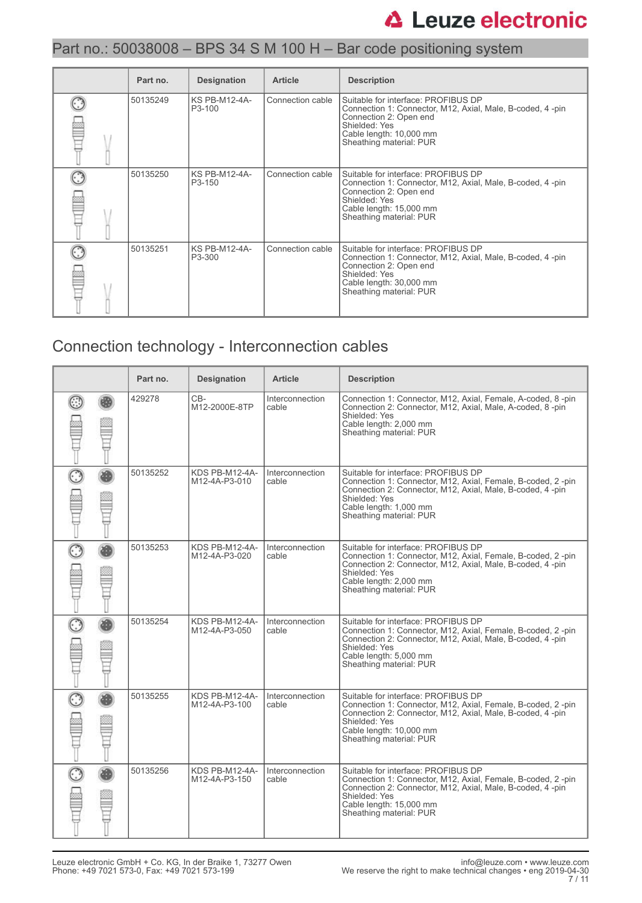| | Part no. | Designation | Article | Description |
|---|---|---|---|---|
| | 50135249 | KS PB-M12-4A-P3-100 | Connection cable | Suitable for interface: PROFIBUS DP<br>Connection 1: Connector, M12, Axial, Male, B-coded, 4 -pin<br>Connection 2: Open end<br>Shielded: Yes<br>Cable length: 10,000 mm<br>Sheathing material: PUR |
| | 50135250 | KS PB-M12-4A-P3-150 | Connection cable | Suitable for interface: PROFIBUS DP<br>Connection 1: Connector, M12, Axial, Male, B-coded, 4 -pin<br>Connection 2: Open end<br>Shielded: Yes<br>Cable length: 15,000 mm<br>Sheathing material: PUR |
| | 50135251 | KS PB-M12-4A-P3-300 | Connection cable | Suitable for interface: PROFIBUS DP<br>Connection 1: Connector, M12, Axial, Male, B-coded, 4 -pin<br>Connection 2: Open end<br>Shielded: Yes<br>Cable length: 30,000 mm<br>Sheathing material: PUR |

## Connection technology - Interconnection cables

| | Part no. | Designation | Article | Description |
|---|---|---|---|---|
| | 429278 | CB-M12-2000E-8TP | Interconnection cable | Connection 1: Connector, M12, Axial, Female, A-coded, 8 -pin<br>Connection 2: Connector, M12, Axial, Male, A-coded, 8 -pin<br>Shielded: Yes<br>Cable length: 2,000 mm<br>Sheathing material: PUR |
| | 50135252 | KDS PB-M12-4A-M12-4A-P3-010 | Interconnection cable | Suitable for interface: PROFIBUS DP<br>Connection 1: Connector, M12, Axial, Female, B-coded, 2 -pin<br>Connection 2: Connector, M12, Axial, Male, B-coded, 4 -pin<br>Shielded: Yes<br>Cable length: 1,000 mm<br>Sheathing material: PUR |
| | 50135253 | KDS PB-M12-4A-M12-4A-P3-020 | Interconnection cable | Suitable for interface: PROFIBUS DP<br>Connection 1: Connector, M12, Axial, Female, B-coded, 2 -pin<br>Connection 2: Connector, M12, Axial, Male, B-coded, 4 -pin<br>Shielded: Yes<br>Cable length: 2,000 mm<br>Sheathing material: PUR |
| | 50135254 | KDS PB-M12-4A-M12-4A-P3-050 | Interconnection cable | Suitable for interface: PROFIBUS DP<br>Connection 1: Connector, M12, Axial, Female, B-coded, 2 -pin<br>Connection 2: Connector, M12, Axial, Male, B-coded, 4 -pin<br>Shielded: Yes<br>Cable length: 5,000 mm<br>Sheathing material: PUR |
| | 50135255 | KDS PB-M12-4A-M12-4A-P3-100 | Interconnection cable | Suitable for interface: PROFIBUS DP<br>Connection 1: Connector, M12, Axial, Female, B-coded, 2 -pin<br>Connection 2: Connector, M12, Axial, Male, B-coded, 4 -pin<br>Shielded: Yes<br>Cable length: 10,000 mm<br>Sheathing material: PUR |
| | 50135256 | KDS PB-M12-4A-M12-4A-P3-150 | Interconnection cable | Suitable for interface: PROFIBUS DP<br>Connection 1: Connector, M12, Axial, Female, B-coded, 2 -pin<br>Connection 2: Connector, M12, Axial, Male, B-coded, 4 -pin<br>Shielded: Yes<br>Cable length: 15,000 mm<br>Sheathing material: PUR |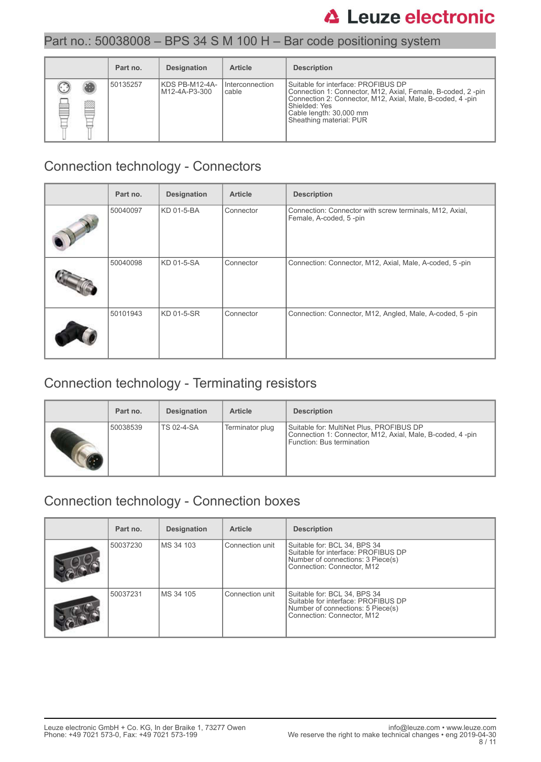## Part no.: 50038008 – BPS 34 S M 100 H – Bar code positioning system

| | Part no. | Designation | Article | Description |
|---|---|---|---|---|
| | 50135257 | KDS PB-M12-4A-M12-4A-P3-300 | Interconnection cable | Suitable for interface: PROFIBUS DP<br>Connection 1: Connector, M12, Axial, Female, B-coded, 2 -pin<br>Connection 2: Connector, M12, Axial, Male, B-coded, 4 -pin<br>Shielded: Yes<br>Cable length: 30,000 mm<br>Sheathing material: PUR |

## Connection technology - Connectors

| | Part no. | Designation | Article | Description |
|---|---|---|---|---|
| | 50040097 | KD 01-5-BA | Connector | Connection: Connector with screw terminals, M12, Axial, Female, A-coded, 5 -pin |
| | 50040098 | KD 01-5-SA | Connector | Connection: Connector, M12, Axial, Male, A-coded, 5 -pin |
| | 50101943 | KD 01-5-SR | Connector | Connection: Connector, M12, Angled, Male, A-coded, 5 -pin |

## Connection technology - Terminating resistors

| | Part no. | Designation | Article | Description |
|---|---|---|---|---|
| | 50038539 | TS 02-4-SA | Terminator plug | Suitable for: MultiNet Plus, PROFIBUS DP<br>Connection 1: Connector, M12, Axial, Male, B-coded, 4 -pin<br>Function: Bus termination |

## Connection technology - Connection boxes

| | Part no. | Designation | Article | Description |
|---|---|---|---|---|
| | 50037230 | MS 34 103 | Connection unit | Suitable for: BCL 34, BPS 34<br>Suitable for interface: PROFIBUS DP<br>Number of connections: 3 Piece(s)<br>Connection: Connector, M12 |
| | 50037231 | MS 34 105 | Connection unit | Suitable for: BCL 34, BPS 34<br>Suitable for interface: PROFIBUS DP<br>Number of connections: 5 Piece(s)<br>Connection: Connector, M12 |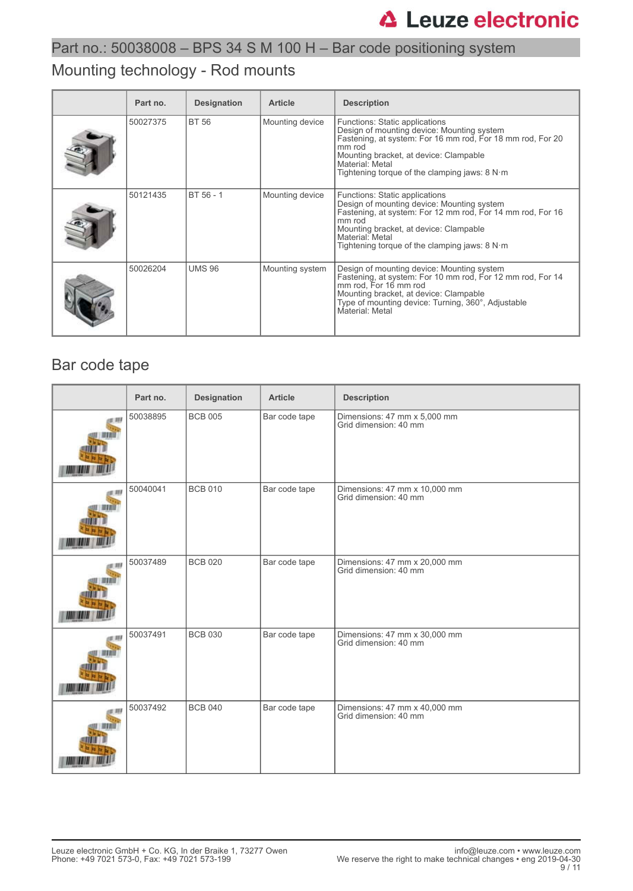Part no.: 50038008 – BPS 34 S M 100 H – Bar code positioning system

## Mounting technology - Rod mounts

| | Part no. | Designation | Article | Description |
|---|---|---|---|---|
| | 50027375 | BT 56 | Mounting device | Functions: Static applications<br>Design of mounting device: Mounting system<br>Fastening, at system: For 16 mm rod, For 18 mm rod, For 20 mm rod<br>Mounting bracket, at device: Clampable<br>Material: Metal<br>Tightening torque of the clamping jaws: 8 N·m |
| | 50121435 | BT 56 - 1 | Mounting device | Functions: Static applications<br>Design of mounting device: Mounting system<br>Fastening, at system: For 12 mm rod, For 14 mm rod, For 16 mm rod<br>Mounting bracket, at device: Clampable<br>Material: Metal<br>Tightening torque of the clamping jaws: 8 N·m |
| | 50026204 | UMS 96 | Mounting system | Design of mounting device: Mounting system<br>Fastening, at system: For 10 mm rod, For 12 mm rod, For 14 mm rod, For 16 mm rod<br>Mounting bracket, at device: Clampable<br>Type of mounting device: Turning, 360°, Adjustable<br>Material: Metal |

## Bar code tape

| | Part no. | Designation | Article | Description |
|---|---|---|---|---|
| | 50038895 | BCB 005 | Bar code tape | Dimensions: 47 mm x 5,000 mm<br>Grid dimension: 40 mm |
| | 50040041 | BCB 010 | Bar code tape | Dimensions: 47 mm x 10,000 mm<br>Grid dimension: 40 mm |
| | 50037489 | BCB 020 | Bar code tape | Dimensions: 47 mm x 20,000 mm<br>Grid dimension: 40 mm |
| | 50037491 | BCB 030 | Bar code tape | Dimensions: 47 mm x 30,000 mm<br>Grid dimension: 40 mm |
| | 50037492 | BCB 040 | Bar code tape | Dimensions: 47 mm x 40,000 mm<br>Grid dimension: 40 mm |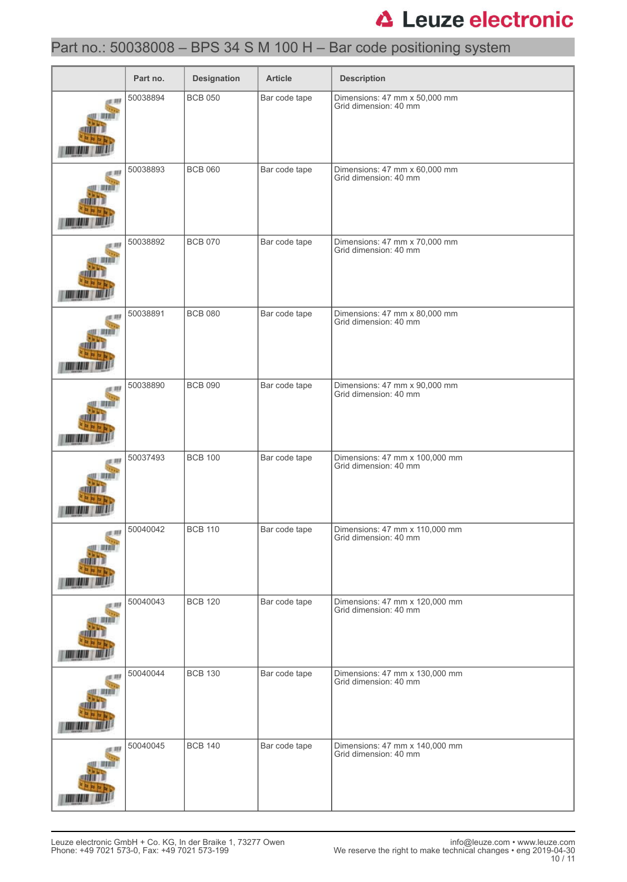| | Part no. | Designation | Article | Description |
|---|---|---|---|---|
| | 50038894 | BCB 050 | Bar code tape | Dimensions: 47 mm x 50,000 mm<br>Grid dimension: 40 mm |
| | 50038893 | BCB 060 | Bar code tape | Dimensions: 47 mm x 60,000 mm<br>Grid dimension: 40 mm |
| | 50038892 | BCB 070 | Bar code tape | Dimensions: 47 mm x 70,000 mm<br>Grid dimension: 40 mm |
| | 50038891 | BCB 080 | Bar code tape | Dimensions: 47 mm x 80,000 mm<br>Grid dimension: 40 mm |
| | 50038890 | BCB 090 | Bar code tape | Dimensions: 47 mm x 90,000 mm<br>Grid dimension: 40 mm |
| | 50037493 | BCB 100 | Bar code tape | Dimensions: 47 mm x 100,000 mm<br>Grid dimension: 40 mm |
| | 50040042 | BCB 110 | Bar code tape | Dimensions: 47 mm x 110,000 mm<br>Grid dimension: 40 mm |
| | 50040043 | BCB 120 | Bar code tape | Dimensions: 47 mm x 120,000 mm<br>Grid dimension: 40 mm |
| | 50040044 | BCB 130 | Bar code tape | Dimensions: 47 mm x 130,000 mm<br>Grid dimension: 40 mm |
| | 50040045 | BCB 140 | Bar code tape | Dimensions: 47 mm x 140,000 mm<br>Grid dimension: 40 mm |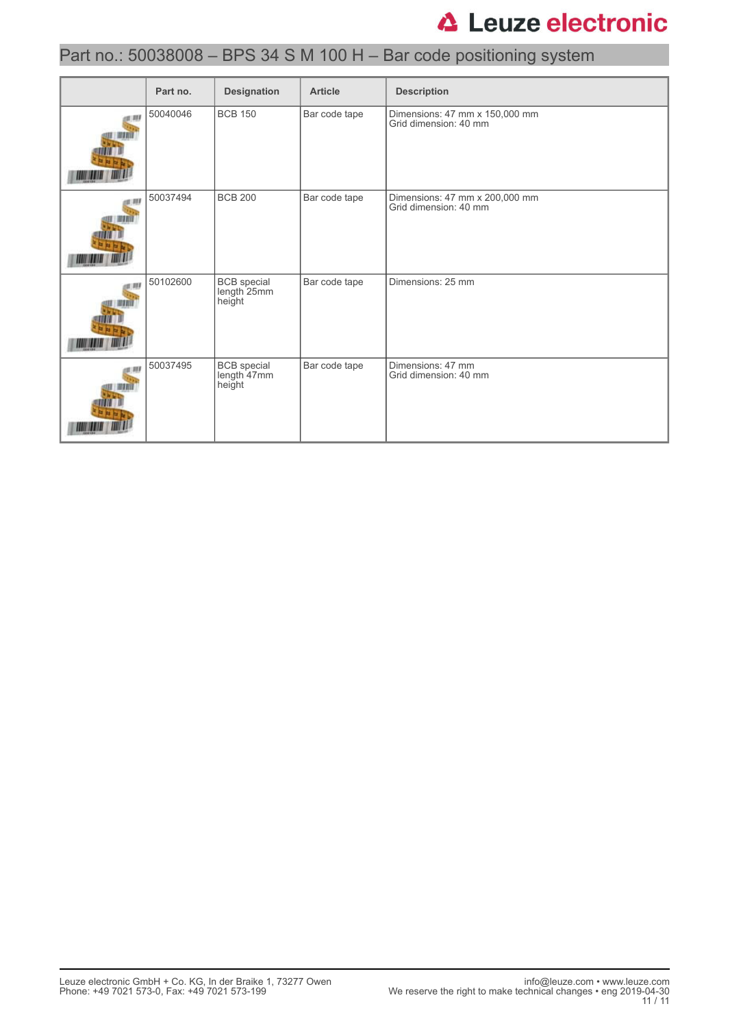## Part no.: 50038008 – BPS 34 S M 100 H – Bar code positioning system

| | Part no. | Designation | Article | Description |
|---|---|---|---|---|
| | 50040046 | BCB 150 | Bar code tape | Dimensions: 47 mm x 150,000 mm<br>Grid dimension: 40 mm |
| | 50037494 | BCB 200 | Bar code tape | Dimensions: 47 mm x 200,000 mm<br>Grid dimension: 40 mm |
| | 50102600 | BCB special length 25mm height | Bar code tape | Dimensions: 25 mm |
| | 50037495 | BCB special length 47mm height | Bar code tape | Dimensions: 47 mm<br>Grid dimension: 40 mm |